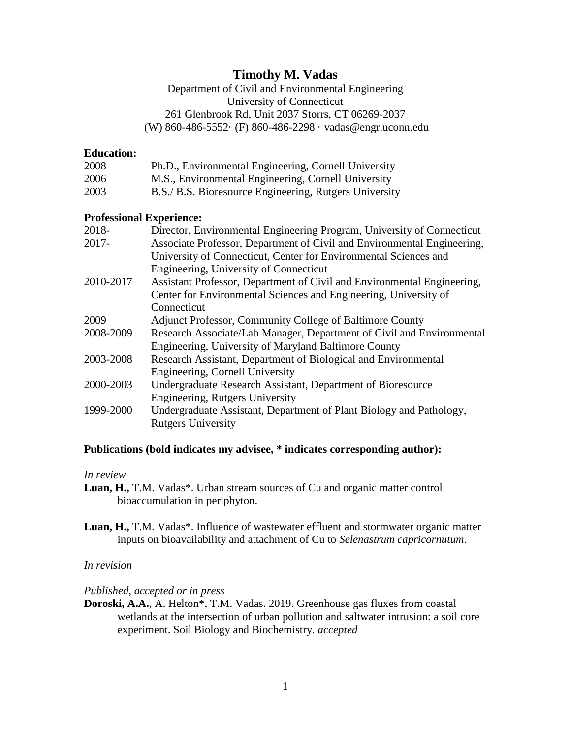# Timothy M. Vadas

Department of Civil and Environmental Engineering
University of Connecticut
261 Glenbrook Rd, Unit 2037 Storrs, CT 06269-2037
(W) 860-486-5552· (F) 860-486-2298 · vadas@engr.uconn.edu

**Education:**

| | |
|---|---|
| 2008 | Ph.D., Environmental Engineering, Cornell University |
| 2006 | M.S., Environmental Engineering, Cornell University |
| 2003 | B.S./ B.S. Bioresource Engineering, Rutgers University |

**Professional Experience:**

| | |
|---|---|
| 2018- | Director, Environmental Engineering Program, University of Connecticut |
| 2017- | Associate Professor, Department of Civil and Environmental Engineering, University of Connecticut, Center for Environmental Sciences and Engineering, University of Connecticut |
| 2010-2017 | Assistant Professor, Department of Civil and Environmental Engineering, Center for Environmental Sciences and Engineering, University of Connecticut |
| 2009 | Adjunct Professor, Community College of Baltimore County |
| 2008-2009 | Research Associate/Lab Manager, Department of Civil and Environmental Engineering, University of Maryland Baltimore County |
| 2003-2008 | Research Assistant, Department of Biological and Environmental Engineering, Cornell University |
| 2000-2003 | Undergraduate Research Assistant, Department of Bioresource Engineering, Rutgers University |
| 1999-2000 | Undergraduate Assistant, Department of Plant Biology and Pathology, Rutgers University |

**Publications (bold indicates my advisee, * indicates corresponding author):**

*In review*

**Luan, H.,** T.M. Vadas*. Urban stream sources of Cu and organic matter control bioaccumulation in periphyton.

**Luan, H.,** T.M. Vadas*. Influence of wastewater effluent and stormwater organic matter inputs on bioavailability and attachment of Cu to *Selenastrum capricornutum*.

*In revision*

*Published, accepted or in press*

**Doroski, A.A.**, A. Helton*, T.M. Vadas. 2019. Greenhouse gas fluxes from coastal wetlands at the intersection of urban pollution and saltwater intrusion: a soil core experiment. Soil Biology and Biochemistry. *accepted*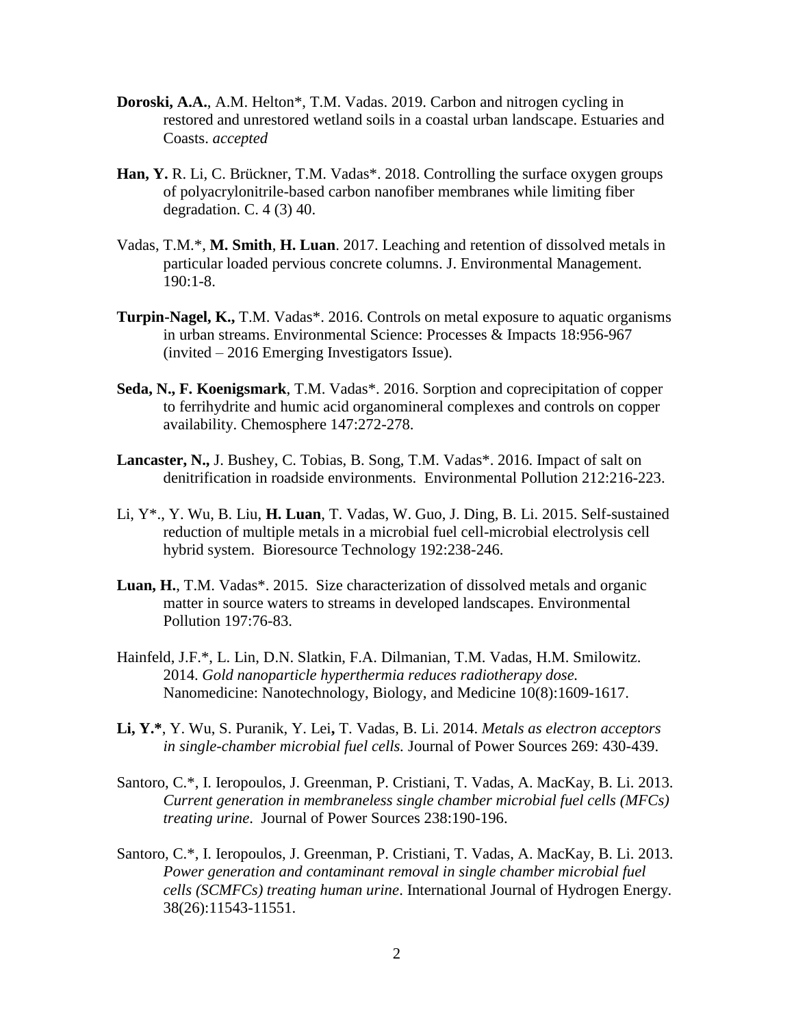**Doroski, A.A.**, A.M. Helton*, T.M. Vadas. 2019. Carbon and nitrogen cycling in restored and unrestored wetland soils in a coastal urban landscape. Estuaries and Coasts. *accepted*

**Han, Y.** R. Li, C. Brückner, T.M. Vadas*. 2018. Controlling the surface oxygen groups of polyacrylonitrile-based carbon nanofiber membranes while limiting fiber degradation. C. 4 (3) 40.

Vadas, T.M.*, **M. Smith**, **H. Luan**. 2017. Leaching and retention of dissolved metals in particular loaded pervious concrete columns. J. Environmental Management. 190:1-8.

**Turpin-Nagel, K.,** T.M. Vadas*. 2016. Controls on metal exposure to aquatic organisms in urban streams. Environmental Science: Processes & Impacts 18:956-967 (invited – 2016 Emerging Investigators Issue).

**Seda, N., F. Koenigsmark**, T.M. Vadas*. 2016. Sorption and coprecipitation of copper to ferrihydrite and humic acid organomineral complexes and controls on copper availability. Chemosphere 147:272-278.

**Lancaster, N.,** J. Bushey, C. Tobias, B. Song, T.M. Vadas*. 2016. Impact of salt on denitrification in roadside environments. Environmental Pollution 212:216-223.

Li, Y*., Y. Wu, B. Liu, **H. Luan**, T. Vadas, W. Guo, J. Ding, B. Li. 2015. Self-sustained reduction of multiple metals in a microbial fuel cell-microbial electrolysis cell hybrid system. Bioresource Technology 192:238-246.

**Luan, H.**, T.M. Vadas*. 2015. Size characterization of dissolved metals and organic matter in source waters to streams in developed landscapes. Environmental Pollution 197:76-83.

Hainfeld, J.F.*, L. Lin, D.N. Slatkin, F.A. Dilmanian, T.M. Vadas, H.M. Smilowitz. 2014. *Gold nanoparticle hyperthermia reduces radiotherapy dose.* Nanomedicine: Nanotechnology, Biology, and Medicine 10(8):1609-1617.

**Li, Y.***, Y. Wu, S. Puranik, Y. Lei**,** T. Vadas, B. Li. 2014. *Metals as electron acceptors in single-chamber microbial fuel cells.* Journal of Power Sources 269: 430-439.

Santoro, C.*, I. Ieropoulos, J. Greenman, P. Cristiani, T. Vadas, A. MacKay, B. Li. 2013. *Current generation in membraneless single chamber microbial fuel cells (MFCs) treating urine*. Journal of Power Sources 238:190-196.

Santoro, C.*, I. Ieropoulos, J. Greenman, P. Cristiani, T. Vadas, A. MacKay, B. Li. 2013. *Power generation and contaminant removal in single chamber microbial fuel cells (SCMFCs) treating human urine*. International Journal of Hydrogen Energy. 38(26):11543-11551.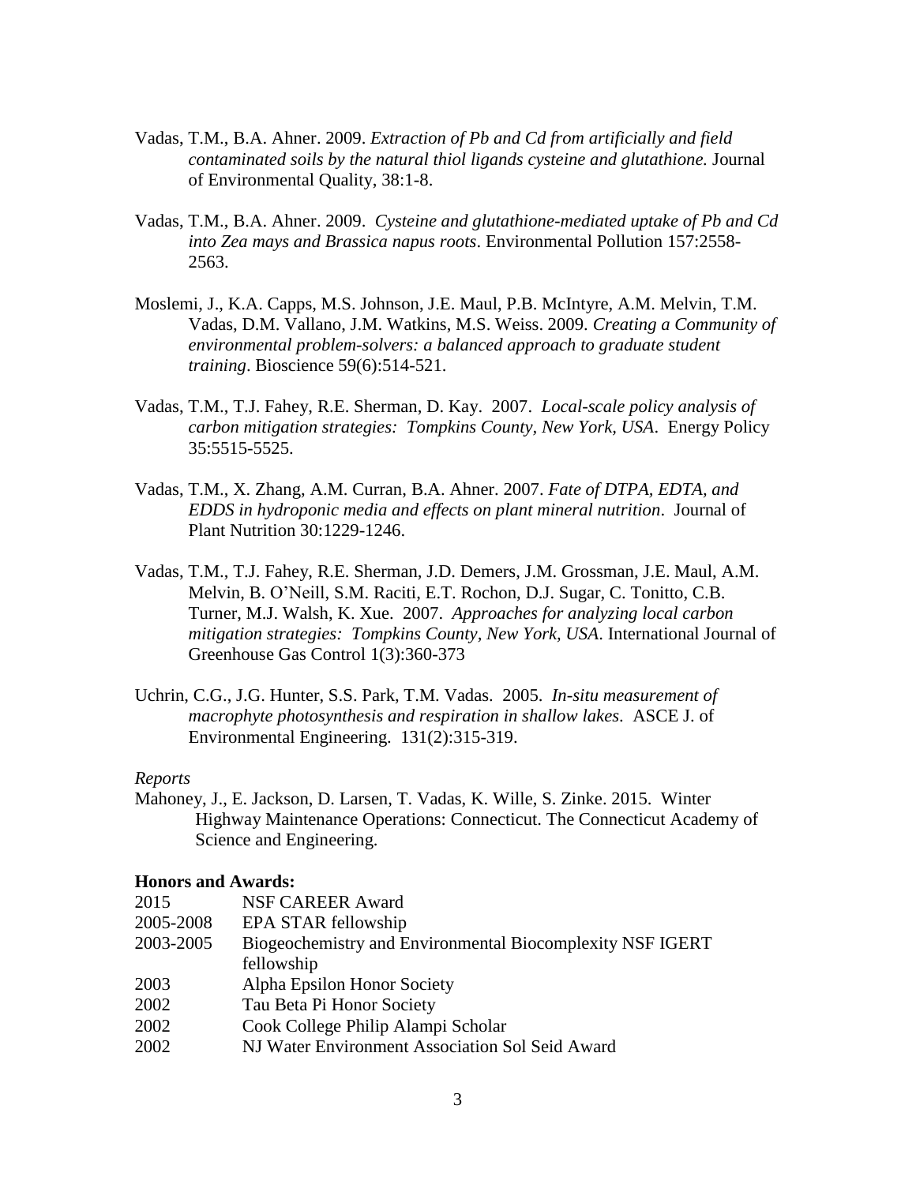Vadas, T.M., B.A. Ahner. 2009. *Extraction of Pb and Cd from artificially and field contaminated soils by the natural thiol ligands cysteine and glutathione.* Journal of Environmental Quality, 38:1-8.

Vadas, T.M., B.A. Ahner. 2009. *Cysteine and glutathione-mediated uptake of Pb and Cd into Zea mays and Brassica napus roots*. Environmental Pollution 157:2558-2563.

Moslemi, J., K.A. Capps, M.S. Johnson, J.E. Maul, P.B. McIntyre, A.M. Melvin, T.M. Vadas, D.M. Vallano, J.M. Watkins, M.S. Weiss. 2009. *Creating a Community of environmental problem-solvers: a balanced approach to graduate student training*. Bioscience 59(6):514-521.

Vadas, T.M., T.J. Fahey, R.E. Sherman, D. Kay. 2007. *Local-scale policy analysis of carbon mitigation strategies: Tompkins County, New York, USA*. Energy Policy 35:5515-5525.

Vadas, T.M., X. Zhang, A.M. Curran, B.A. Ahner. 2007. *Fate of DTPA, EDTA, and EDDS in hydroponic media and effects on plant mineral nutrition*. Journal of Plant Nutrition 30:1229-1246.

Vadas, T.M., T.J. Fahey, R.E. Sherman, J.D. Demers, J.M. Grossman, J.E. Maul, A.M. Melvin, B. O'Neill, S.M. Raciti, E.T. Rochon, D.J. Sugar, C. Tonitto, C.B. Turner, M.J. Walsh, K. Xue. 2007. *Approaches for analyzing local carbon mitigation strategies: Tompkins County, New York, USA*. International Journal of Greenhouse Gas Control 1(3):360-373

Uchrin, C.G., J.G. Hunter, S.S. Park, T.M. Vadas. 2005. *In-situ measurement of macrophyte photosynthesis and respiration in shallow lakes*. ASCE J. of Environmental Engineering. 131(2):315-319.

*Reports*

Mahoney, J., E. Jackson, D. Larsen, T. Vadas, K. Wille, S. Zinke. 2015. Winter Highway Maintenance Operations: Connecticut. The Connecticut Academy of Science and Engineering.

**Honors and Awards:**

| | |
|---|---|
| 2015 | NSF CAREER Award |
| 2005-2008 | EPA STAR fellowship |
| 2003-2005 | Biogeochemistry and Environmental Biocomplexity NSF IGERT fellowship |
| 2003 | Alpha Epsilon Honor Society |
| 2002 | Tau Beta Pi Honor Society |
| 2002 | Cook College Philip Alampi Scholar |
| 2002 | NJ Water Environment Association Sol Seid Award |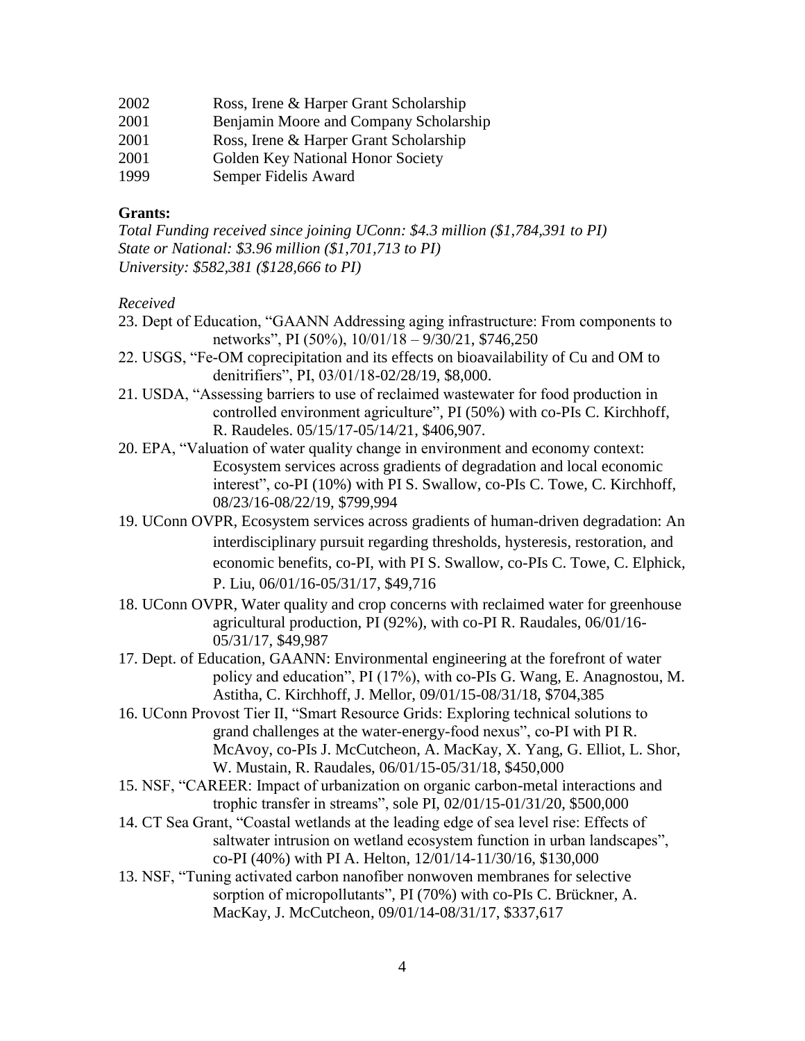2002 Ross, Irene & Harper Grant Scholarship
2001 Benjamin Moore and Company Scholarship
2001 Ross, Irene & Harper Grant Scholarship
2001 Golden Key National Honor Society
1999 Semper Fidelis Award

**Grants:**

*Total Funding received since joining UConn: $4.3 million ($1,784,391 to PI)*
*State or National: $3.96 million ($1,701,713 to PI)*
*University: $582,381 ($128,666 to PI)*

*Received*

23. Dept of Education, "GAANN Addressing aging infrastructure: From components to networks", PI (50%), 10/01/18 – 9/30/21, $746,250
22. USGS, "Fe-OM coprecipitation and its effects on bioavailability of Cu and OM to denitrifiers", PI, 03/01/18-02/28/19, $8,000.
21. USDA, "Assessing barriers to use of reclaimed wastewater for food production in controlled environment agriculture", PI (50%) with co-PIs C. Kirchhoff, R. Raudeles. 05/15/17-05/14/21, $406,907.
20. EPA, "Valuation of water quality change in environment and economy context: Ecosystem services across gradients of degradation and local economic interest", co-PI (10%) with PI S. Swallow, co-PIs C. Towe, C. Kirchhoff, 08/23/16-08/22/19, $799,994
19. UConn OVPR, Ecosystem services across gradients of human-driven degradation: An interdisciplinary pursuit regarding thresholds, hysteresis, restoration, and economic benefits, co-PI, with PI S. Swallow, co-PIs C. Towe, C. Elphick, P. Liu, 06/01/16-05/31/17, $49,716
18. UConn OVPR, Water quality and crop concerns with reclaimed water for greenhouse agricultural production, PI (92%), with co-PI R. Raudales, 06/01/16-05/31/17, $49,987
17. Dept. of Education, GAANN: Environmental engineering at the forefront of water policy and education", PI (17%), with co-PIs G. Wang, E. Anagnostou, M. Astitha, C. Kirchhoff, J. Mellor, 09/01/15-08/31/18, $704,385
16. UConn Provost Tier II, "Smart Resource Grids: Exploring technical solutions to grand challenges at the water-energy-food nexus", co-PI with PI R. McAvoy, co-PIs J. McCutcheon, A. MacKay, X. Yang, G. Elliot, L. Shor, W. Mustain, R. Raudales, 06/01/15-05/31/18, $450,000
15. NSF, "CAREER: Impact of urbanization on organic carbon-metal interactions and trophic transfer in streams", sole PI, 02/01/15-01/31/20, $500,000
14. CT Sea Grant, "Coastal wetlands at the leading edge of sea level rise: Effects of saltwater intrusion on wetland ecosystem function in urban landscapes", co-PI (40%) with PI A. Helton, 12/01/14-11/30/16, $130,000
13. NSF, "Tuning activated carbon nanofiber nonwoven membranes for selective sorption of micropollutants", PI (70%) with co-PIs C. Brückner, A. MacKay, J. McCutcheon, 09/01/14-08/31/17, $337,617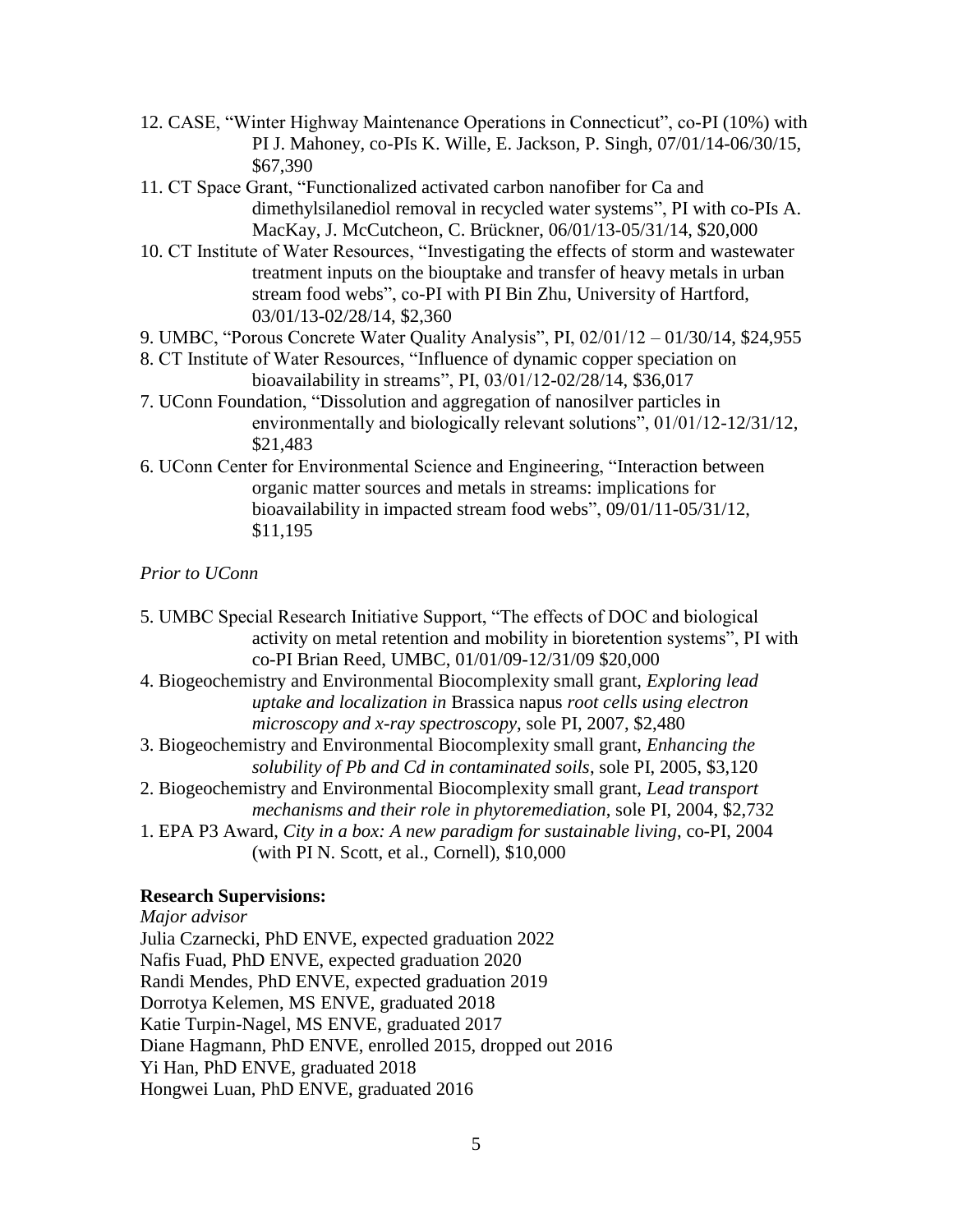12. CASE, "Winter Highway Maintenance Operations in Connecticut", co-PI (10%) with PI J. Mahoney, co-PIs K. Wille, E. Jackson, P. Singh, 07/01/14-06/30/15, \$67,390
11. CT Space Grant, "Functionalized activated carbon nanofiber for Ca and dimethylsilanediol removal in recycled water systems", PI with co-PIs A. MacKay, J. McCutcheon, C. Brückner, 06/01/13-05/31/14, \$20,000
10. CT Institute of Water Resources, "Investigating the effects of storm and wastewater treatment inputs on the biouptake and transfer of heavy metals in urban stream food webs", co-PI with PI Bin Zhu, University of Hartford, 03/01/13-02/28/14, \$2,360
9. UMBC, "Porous Concrete Water Quality Analysis", PI, 02/01/12 – 01/30/14, \$24,955
8. CT Institute of Water Resources, "Influence of dynamic copper speciation on bioavailability in streams", PI, 03/01/12-02/28/14, \$36,017
7. UConn Foundation, "Dissolution and aggregation of nanosilver particles in environmentally and biologically relevant solutions", 01/01/12-12/31/12, \$21,483
6. UConn Center for Environmental Science and Engineering, "Interaction between organic matter sources and metals in streams: implications for bioavailability in impacted stream food webs", 09/01/11-05/31/12, \$11,195

*Prior to UConn*

5. UMBC Special Research Initiative Support, "The effects of DOC and biological activity on metal retention and mobility in bioretention systems", PI with co-PI Brian Reed, UMBC, 01/01/09-12/31/09 \$20,000
4. Biogeochemistry and Environmental Biocomplexity small grant, *Exploring lead uptake and localization in* Brassica napus *root cells using electron microscopy and x-ray spectroscopy*, sole PI, 2007, \$2,480
3. Biogeochemistry and Environmental Biocomplexity small grant, *Enhancing the solubility of Pb and Cd in contaminated soils*, sole PI, 2005, \$3,120
2. Biogeochemistry and Environmental Biocomplexity small grant, *Lead transport mechanisms and their role in phytoremediation*, sole PI, 2004, \$2,732
1. EPA P3 Award, *City in a box: A new paradigm for sustainable living*, co-PI, 2004 (with PI N. Scott, et al., Cornell), \$10,000

**Research Supervisions:**

*Major advisor*

Julia Czarnecki, PhD ENVE, expected graduation 2022
Nafis Fuad, PhD ENVE, expected graduation 2020
Randi Mendes, PhD ENVE, expected graduation 2019
Dorrotya Kelemen, MS ENVE, graduated 2018
Katie Turpin-Nagel, MS ENVE, graduated 2017
Diane Hagmann, PhD ENVE, enrolled 2015, dropped out 2016
Yi Han, PhD ENVE, graduated 2018
Hongwei Luan, PhD ENVE, graduated 2016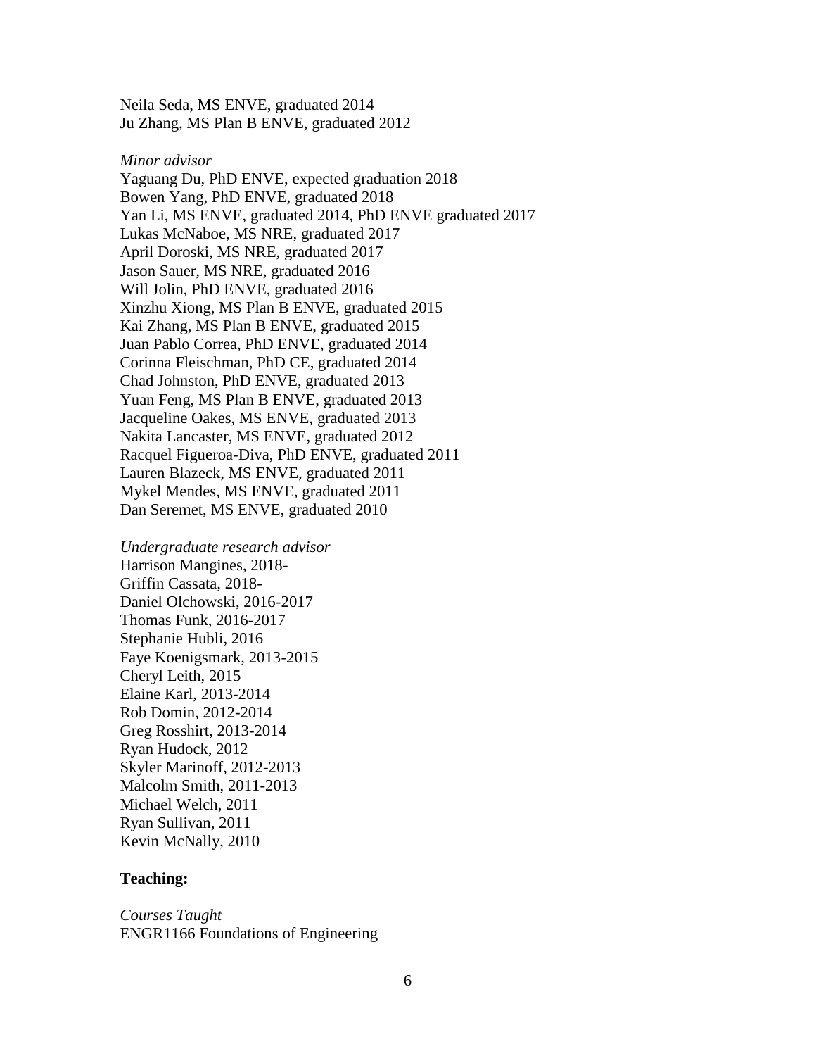Neila Seda, MS ENVE, graduated 2014
Ju Zhang, MS Plan B ENVE, graduated 2012

*Minor advisor*
Yaguang Du, PhD ENVE, expected graduation 2018
Bowen Yang, PhD ENVE, graduated 2018
Yan Li, MS ENVE, graduated 2014, PhD ENVE graduated 2017
Lukas McNaboe, MS NRE, graduated 2017
April Doroski, MS NRE, graduated 2017
Jason Sauer, MS NRE, graduated 2016
Will Jolin, PhD ENVE, graduated 2016
Xinzhu Xiong, MS Plan B ENVE, graduated 2015
Kai Zhang, MS Plan B ENVE, graduated 2015
Juan Pablo Correa, PhD ENVE, graduated 2014
Corinna Fleischman, PhD CE, graduated 2014
Chad Johnston, PhD ENVE, graduated 2013
Yuan Feng, MS Plan B ENVE, graduated 2013
Jacqueline Oakes, MS ENVE, graduated 2013
Nakita Lancaster, MS ENVE, graduated 2012
Racquel Figueroa-Diva, PhD ENVE, graduated 2011
Lauren Blazeck, MS ENVE, graduated 2011
Mykel Mendes, MS ENVE, graduated 2011
Dan Seremet, MS ENVE, graduated 2010

*Undergraduate research advisor*
Harrison Mangines, 2018-
Griffin Cassata, 2018-
Daniel Olchowski, 2016-2017
Thomas Funk, 2016-2017
Stephanie Hubli, 2016
Faye Koenigsmark, 2013-2015
Cheryl Leith, 2015
Elaine Karl, 2013-2014
Rob Domin, 2012-2014
Greg Rosshirt, 2013-2014
Ryan Hudock, 2012
Skyler Marinoff, 2012-2013
Malcolm Smith, 2011-2013
Michael Welch, 2011
Ryan Sullivan, 2011
Kevin McNally, 2010

**Teaching:**

*Courses Taught*
ENGR1166 Foundations of Engineering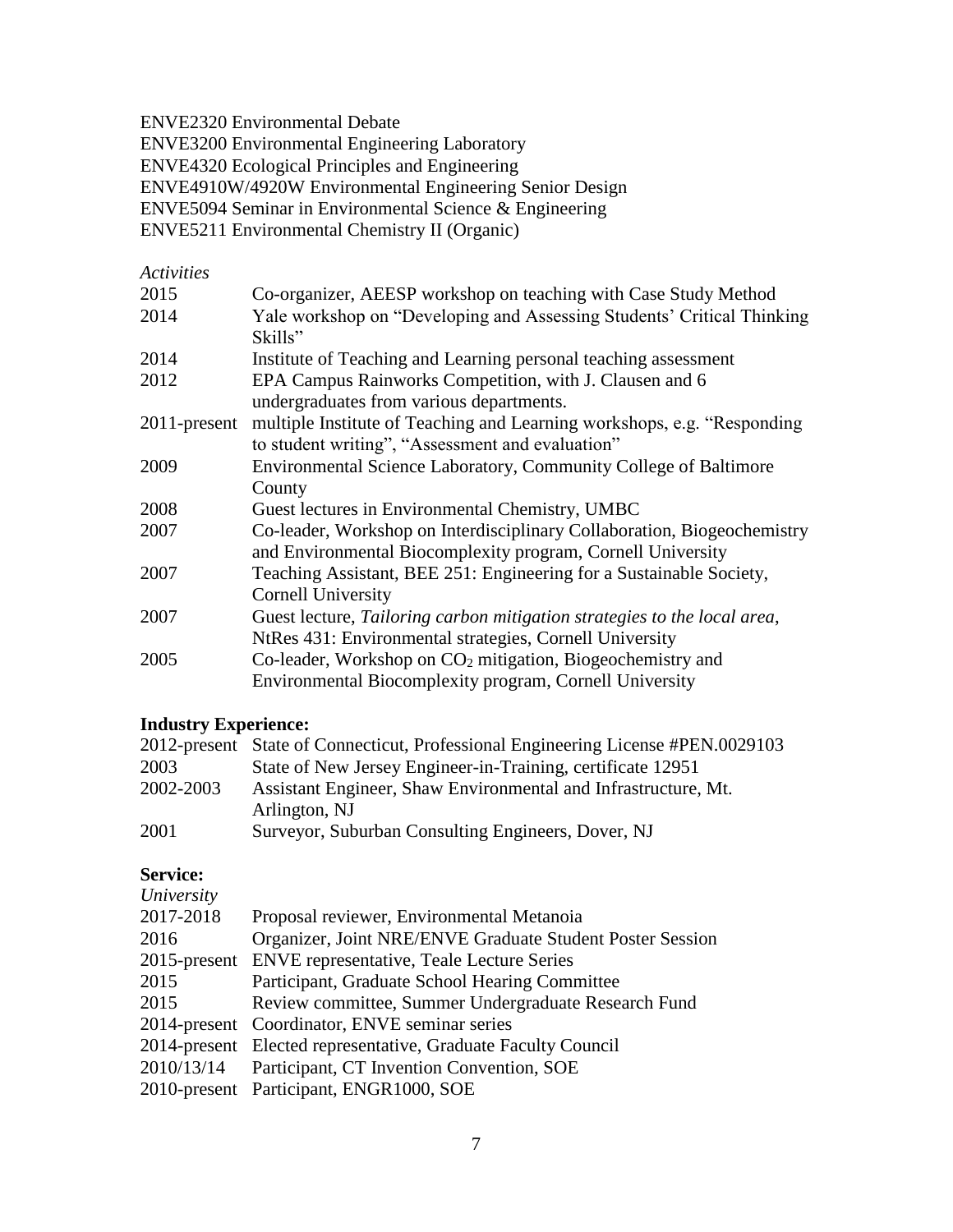ENVE2320 Environmental Debate
ENVE3200 Environmental Engineering Laboratory
ENVE4320 Ecological Principles and Engineering
ENVE4910W/4920W Environmental Engineering Senior Design
ENVE5094 Seminar in Environmental Science & Engineering
ENVE5211 Environmental Chemistry II (Organic)

*Activities*

| | |
|---|---|
| 2015 | Co-organizer, AEESP workshop on teaching with Case Study Method |
| 2014 | Yale workshop on "Developing and Assessing Students' Critical Thinking Skills" |
| 2014 | Institute of Teaching and Learning personal teaching assessment |
| 2012 | EPA Campus Rainworks Competition, with J. Clausen and 6 undergraduates from various departments. |
| 2011-present | multiple Institute of Teaching and Learning workshops, e.g. "Responding to student writing", "Assessment and evaluation" |
| 2009 | Environmental Science Laboratory, Community College of Baltimore County |
| 2008 | Guest lectures in Environmental Chemistry, UMBC |
| 2007 | Co-leader, Workshop on Interdisciplinary Collaboration, Biogeochemistry and Environmental Biocomplexity program, Cornell University |
| 2007 | Teaching Assistant, BEE 251: Engineering for a Sustainable Society, Cornell University |
| 2007 | Guest lecture, *Tailoring carbon mitigation strategies to the local area*, NtRes 431: Environmental strategies, Cornell University |
| 2005 | Co-leader, Workshop on $CO_2$ mitigation, Biogeochemistry and Environmental Biocomplexity program, Cornell University |

**Industry Experience:**

| | |
|---|---|
| 2012-present | State of Connecticut, Professional Engineering License #PEN.0029103 |
| 2003 | State of New Jersey Engineer-in-Training, certificate 12951 |
| 2002-2003 | Assistant Engineer, Shaw Environmental and Infrastructure, Mt. Arlington, NJ |
| 2001 | Surveyor, Suburban Consulting Engineers, Dover, NJ |

**Service:**

*University*

| | |
|---|---|
| 2017-2018 | Proposal reviewer, Environmental Metanoia |
| 2016 | Organizer, Joint NRE/ENVE Graduate Student Poster Session |
| 2015-present | ENVE representative, Teale Lecture Series |
| 2015 | Participant, Graduate School Hearing Committee |
| 2015 | Review committee, Summer Undergraduate Research Fund |
| 2014-present | Coordinator, ENVE seminar series |
| 2014-present | Elected representative, Graduate Faculty Council |
| 2010/13/14 | Participant, CT Invention Convention, SOE |
| 2010-present | Participant, ENGR1000, SOE |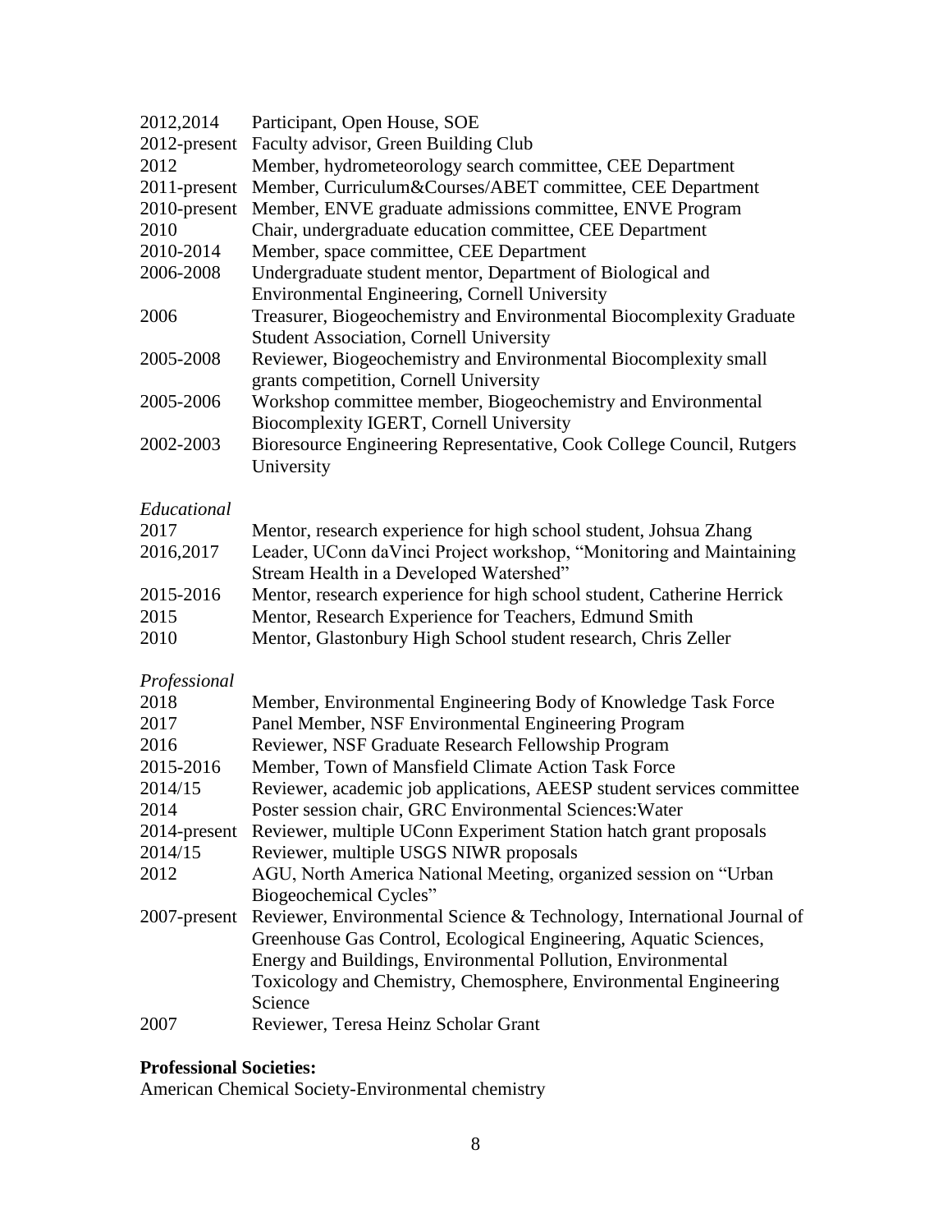| | |
|---|---|
| 2012,2014 | Participant, Open House, SOE |
| 2012-present | Faculty advisor, Green Building Club |
| 2012 | Member, hydrometeorology search committee, CEE Department |
| 2011-present | Member, Curriculum&Courses/ABET committee, CEE Department |
| 2010-present | Member, ENVE graduate admissions committee, ENVE Program |
| 2010 | Chair, undergraduate education committee, CEE Department |
| 2010-2014 | Member, space committee, CEE Department |
| 2006-2008 | Undergraduate student mentor, Department of Biological and Environmental Engineering, Cornell University |
| 2006 | Treasurer, Biogeochemistry and Environmental Biocomplexity Graduate Student Association, Cornell University |
| 2005-2008 | Reviewer, Biogeochemistry and Environmental Biocomplexity small grants competition, Cornell University |
| 2005-2006 | Workshop committee member, Biogeochemistry and Environmental Biocomplexity IGERT, Cornell University |
| 2002-2003 | Bioresource Engineering Representative, Cook College Council, Rutgers University |

*Educational*

| | |
|---|---|
| 2017 | Mentor, research experience for high school student, Johsua Zhang |
| 2016,2017 | Leader, UConn daVinci Project workshop, "Monitoring and Maintaining Stream Health in a Developed Watershed" |
| 2015-2016 | Mentor, research experience for high school student, Catherine Herrick |
| 2015 | Mentor, Research Experience for Teachers, Edmund Smith |
| 2010 | Mentor, Glastonbury High School student research, Chris Zeller |

*Professional*

| | |
|---|---|
| 2018 | Member, Environmental Engineering Body of Knowledge Task Force |
| 2017 | Panel Member, NSF Environmental Engineering Program |
| 2016 | Reviewer, NSF Graduate Research Fellowship Program |
| 2015-2016 | Member, Town of Mansfield Climate Action Task Force |
| 2014/15 | Reviewer, academic job applications, AEESP student services committee |
| 2014 | Poster session chair, GRC Environmental Sciences:Water |
| 2014-present | Reviewer, multiple UConn Experiment Station hatch grant proposals |
| 2014/15 | Reviewer, multiple USGS NIWR proposals |
| 2012 | AGU, North America National Meeting, organized session on "Urban Biogeochemical Cycles" |
| 2007-present | Reviewer, Environmental Science & Technology, International Journal of Greenhouse Gas Control, Ecological Engineering, Aquatic Sciences, Energy and Buildings, Environmental Pollution, Environmental Toxicology and Chemistry, Chemosphere, Environmental Engineering Science |
| 2007 | Reviewer, Teresa Heinz Scholar Grant |

**Professional Societies:**

American Chemical Society-Environmental chemistry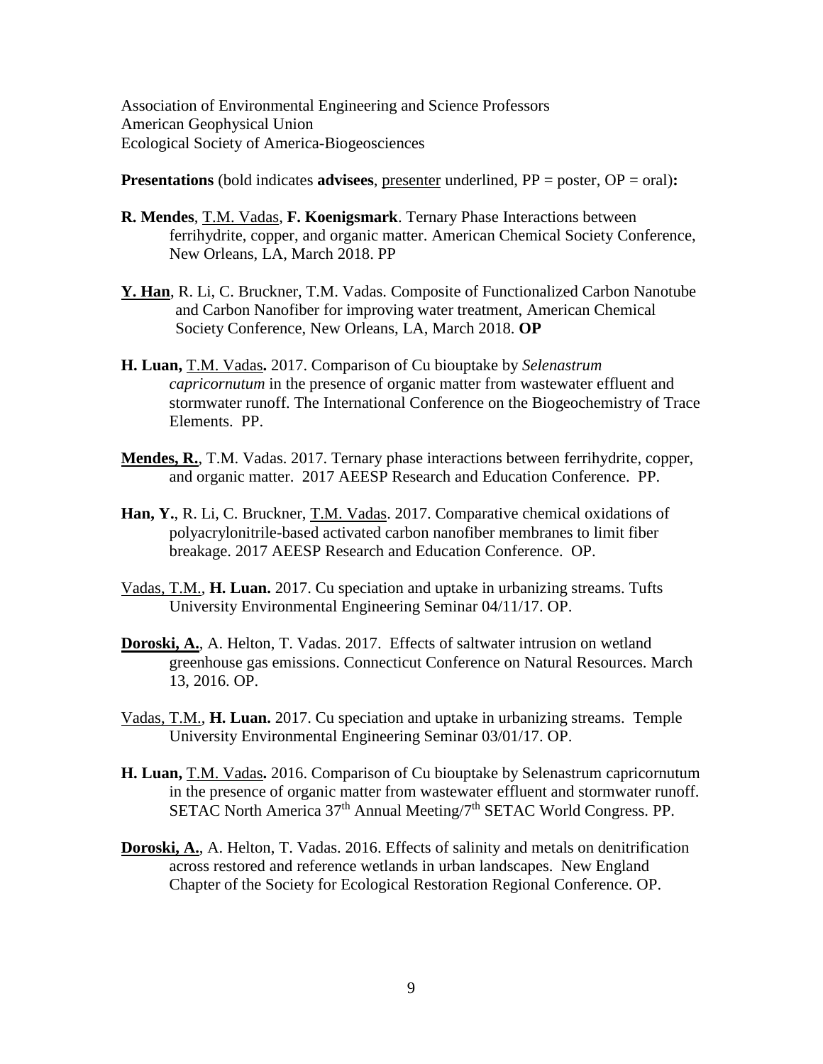Association of Environmental Engineering and Science Professors
American Geophysical Union
Ecological Society of America-Biogeosciences

**Presentations** (bold indicates **advisees**, <u>presenter</u> underlined, PP = poster, OP = oral)**:**

**R. Mendes**, <u>T.M. Vadas</u>, **F. Koenigsmark**. Ternary Phase Interactions between ferrihydrite, copper, and organic matter. American Chemical Society Conference, New Orleans, LA, March 2018. PP

<u>**Y. Han**</u>, R. Li, C. Bruckner, T.M. Vadas. Composite of Functionalized Carbon Nanotube and Carbon Nanofiber for improving water treatment, American Chemical Society Conference, New Orleans, LA, March 2018. **OP**

**H. Luan,** <u>T.M. Vadas</u>**.** 2017. Comparison of Cu biouptake by *Selenastrum capricornutum* in the presence of organic matter from wastewater effluent and stormwater runoff. The International Conference on the Biogeochemistry of Trace Elements. PP.

<u>**Mendes, R.**</u>, T.M. Vadas. 2017. Ternary phase interactions between ferrihydrite, copper, and organic matter. 2017 AEESP Research and Education Conference. PP.

**Han, Y.**, R. Li, C. Bruckner, <u>T.M. Vadas</u>. 2017. Comparative chemical oxidations of polyacrylonitrile-based activated carbon nanofiber membranes to limit fiber breakage. 2017 AEESP Research and Education Conference. OP.

<u>Vadas, T.M.</u>, **H. Luan.** 2017. Cu speciation and uptake in urbanizing streams. Tufts University Environmental Engineering Seminar 04/11/17. OP.

<u>**Doroski, A.**</u>, A. Helton, T. Vadas. 2017. Effects of saltwater intrusion on wetland greenhouse gas emissions. Connecticut Conference on Natural Resources. March 13, 2016. OP.

<u>Vadas, T.M.</u>, **H. Luan.** 2017. Cu speciation and uptake in urbanizing streams. Temple University Environmental Engineering Seminar 03/01/17. OP.

**H. Luan,** <u>T.M. Vadas</u>**.** 2016. Comparison of Cu biouptake by Selenastrum capricornutum in the presence of organic matter from wastewater effluent and stormwater runoff. SETAC North America 37th Annual Meeting/7th SETAC World Congress. PP.

<u>**Doroski, A.**</u>, A. Helton, T. Vadas. 2016. Effects of salinity and metals on denitrification across restored and reference wetlands in urban landscapes. New England Chapter of the Society for Ecological Restoration Regional Conference. OP.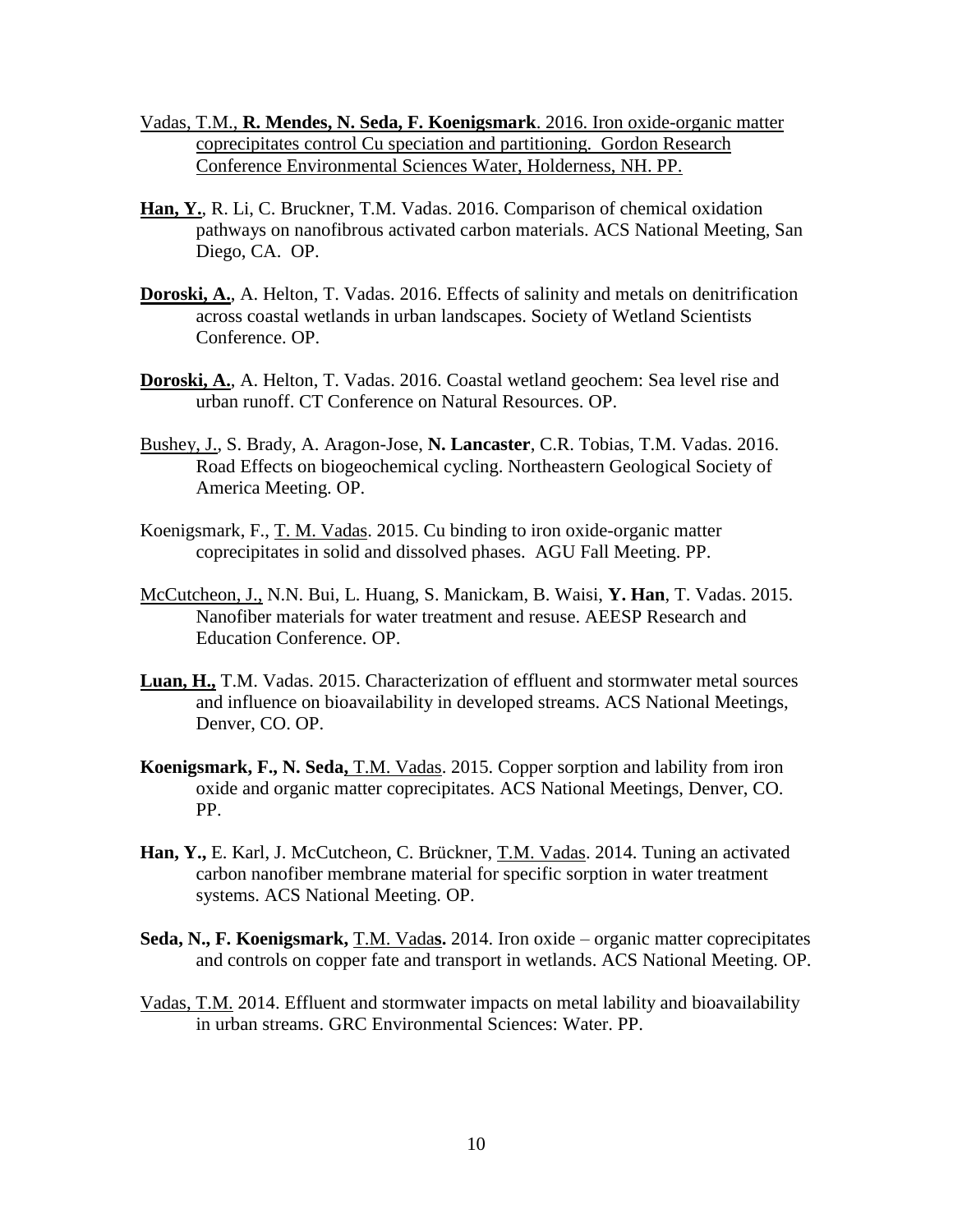<u>Vadas, T.M., **R. Mendes, N. Seda, F. Koenigsmark**. 2016. Iron oxide-organic matter coprecipitates control Cu speciation and partitioning. Gordon Research Conference Environmental Sciences Water, Holderness, NH. PP.</u>

**<u>Han, Y.</u>**, R. Li, C. Bruckner, T.M. Vadas. 2016. Comparison of chemical oxidation pathways on nanofibrous activated carbon materials. ACS National Meeting, San Diego, CA. OP.

**<u>Doroski, A.</u>**, A. Helton, T. Vadas. 2016. Effects of salinity and metals on denitrification across coastal wetlands in urban landscapes. Society of Wetland Scientists Conference. OP.

**<u>Doroski, A.</u>**, A. Helton, T. Vadas. 2016. Coastal wetland geochem: Sea level rise and urban runoff. CT Conference on Natural Resources. OP.

<u>Bushey, J.</u>, S. Brady, A. Aragon-Jose, **N. Lancaster**, C.R. Tobias, T.M. Vadas. 2016. Road Effects on biogeochemical cycling. Northeastern Geological Society of America Meeting. OP.

Koenigsmark, F., <u>T. M. Vadas</u>. 2015. Cu binding to iron oxide-organic matter coprecipitates in solid and dissolved phases. AGU Fall Meeting. PP.

<u>McCutcheon, J.,</u> N.N. Bui, L. Huang, S. Manickam, B. Waisi, **Y. Han**, T. Vadas. 2015. Nanofiber materials for water treatment and resuse. AEESP Research and Education Conference. OP.

**<u>Luan, H.,</u>** T.M. Vadas. 2015. Characterization of effluent and stormwater metal sources and influence on bioavailability in developed streams. ACS National Meetings, Denver, CO. OP.

**Koenigsmark, F., N. Seda,** <u>T.M. Vadas</u>. 2015. Copper sorption and lability from iron oxide and organic matter coprecipitates. ACS National Meetings, Denver, CO. PP.

**Han, Y.,** E. Karl, J. McCutcheon, C. Brückner, <u>T.M. Vadas</u>. 2014. Tuning an activated carbon nanofiber membrane material for specific sorption in water treatment systems. ACS National Meeting. OP.

**Seda, N., F. Koenigsmark,** <u>T.M. Vadas</u>**.** 2014. Iron oxide – organic matter coprecipitates and controls on copper fate and transport in wetlands. ACS National Meeting. OP.

<u>Vadas, T.M.</u> 2014. Effluent and stormwater impacts on metal lability and bioavailability in urban streams. GRC Environmental Sciences: Water. PP.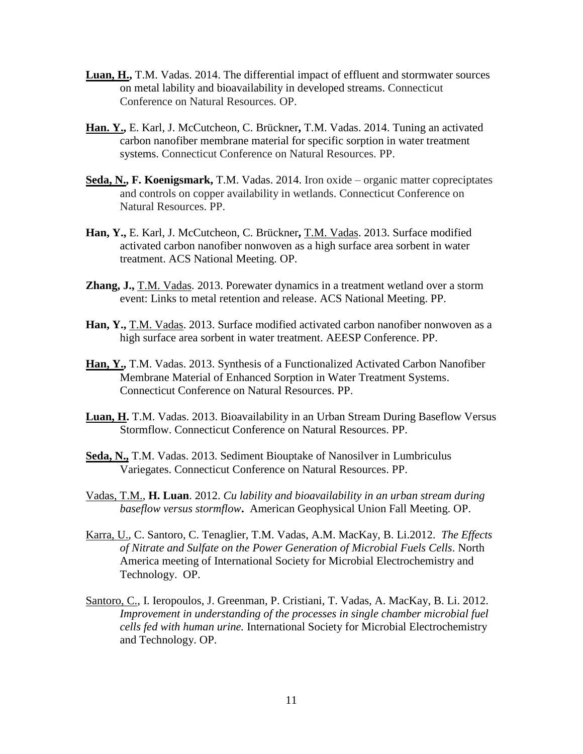**Luan, H.,** T.M. Vadas. 2014. The differential impact of effluent and stormwater sources on metal lability and bioavailability in developed streams. Connecticut Conference on Natural Resources. OP.

**Han. Y.,** E. Karl, J. McCutcheon, C. Brückner**,** T.M. Vadas. 2014. Tuning an activated carbon nanofiber membrane material for specific sorption in water treatment systems. Connecticut Conference on Natural Resources. PP.

**Seda, N., F. Koenigsmark,** T.M. Vadas. 2014. Iron oxide – organic matter copreciptates and controls on copper availability in wetlands. Connecticut Conference on Natural Resources. PP.

**Han, Y.,** E. Karl, J. McCutcheon, C. Brückner**,** T.M. Vadas. 2013. Surface modified activated carbon nanofiber nonwoven as a high surface area sorbent in water treatment. ACS National Meeting. OP.

**Zhang, J.,** T.M. Vadas. 2013. Porewater dynamics in a treatment wetland over a storm event: Links to metal retention and release. ACS National Meeting. PP.

**Han, Y.,** T.M. Vadas. 2013. Surface modified activated carbon nanofiber nonwoven as a high surface area sorbent in water treatment. AEESP Conference. PP.

**Han, Y.,** T.M. Vadas. 2013. Synthesis of a Functionalized Activated Carbon Nanofiber Membrane Material of Enhanced Sorption in Water Treatment Systems. Connecticut Conference on Natural Resources. PP.

**Luan, H.** T.M. Vadas. 2013. Bioavailability in an Urban Stream During Baseflow Versus Stormflow. Connecticut Conference on Natural Resources. PP.

**Seda, N.,** T.M. Vadas. 2013. Sediment Biouptake of Nanosilver in Lumbriculus Variegates. Connecticut Conference on Natural Resources. PP.

Vadas, T.M., **H. Luan**. 2012. *Cu lability and bioavailability in an urban stream during baseflow versus stormflow***.** American Geophysical Union Fall Meeting. OP.

Karra, U., C. Santoro, C. Tenaglier, T.M. Vadas, A.M. MacKay, B. Li.2012. *The Effects of Nitrate and Sulfate on the Power Generation of Microbial Fuels Cells*. North America meeting of International Society for Microbial Electrochemistry and Technology. OP.

Santoro, C., I. Ieropoulos, J. Greenman, P. Cristiani, T. Vadas, A. MacKay, B. Li. 2012. *Improvement in understanding of the processes in single chamber microbial fuel cells fed with human urine.* International Society for Microbial Electrochemistry and Technology. OP.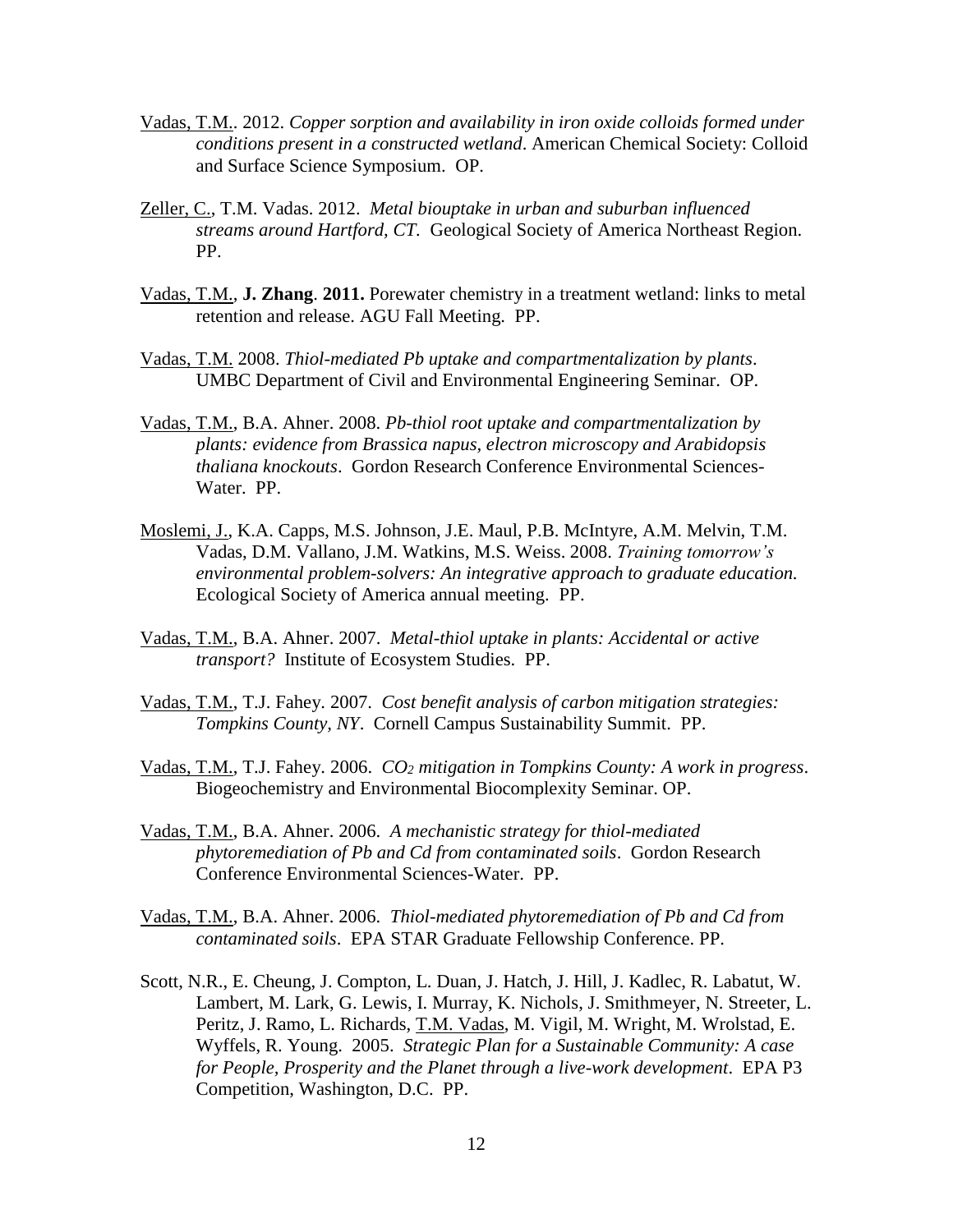<u>Vadas, T.M.</u>. 2012. *Copper sorption and availability in iron oxide colloids formed under conditions present in a constructed wetland*. American Chemical Society: Colloid and Surface Science Symposium. OP.

<u>Zeller, C.</u>, T.M. Vadas. 2012. *Metal biouptake in urban and suburban influenced streams around Hartford, CT.* Geological Society of America Northeast Region. PP.

<u>Vadas, T.M.</u>, **J. Zhang**. **2011.** Porewater chemistry in a treatment wetland: links to metal retention and release. AGU Fall Meeting. PP.

<u>Vadas, T.M.</u> 2008. *Thiol-mediated Pb uptake and compartmentalization by plants*. UMBC Department of Civil and Environmental Engineering Seminar. OP.

<u>Vadas, T.M.</u>, B.A. Ahner. 2008. *Pb-thiol root uptake and compartmentalization by plants: evidence from Brassica napus, electron microscopy and Arabidopsis thaliana knockouts*. Gordon Research Conference Environmental Sciences-Water. PP.

<u>Moslemi, J.</u>, K.A. Capps, M.S. Johnson, J.E. Maul, P.B. McIntyre, A.M. Melvin, T.M. Vadas, D.M. Vallano, J.M. Watkins, M.S. Weiss. 2008. *Training tomorrow's environmental problem-solvers: An integrative approach to graduate education.* Ecological Society of America annual meeting. PP.

<u>Vadas, T.M.</u>, B.A. Ahner. 2007. *Metal-thiol uptake in plants: Accidental or active transport?* Institute of Ecosystem Studies. PP.

<u>Vadas, T.M.</u>, T.J. Fahey. 2007. *Cost benefit analysis of carbon mitigation strategies: Tompkins County, NY*. Cornell Campus Sustainability Summit. PP.

<u>Vadas, T.M.</u>, T.J. Fahey. 2006. *$CO_2$ mitigation in Tompkins County: A work in progress*. Biogeochemistry and Environmental Biocomplexity Seminar. OP.

<u>Vadas, T.M.</u>, B.A. Ahner. 2006. *A mechanistic strategy for thiol-mediated phytoremediation of Pb and Cd from contaminated soils*. Gordon Research Conference Environmental Sciences-Water. PP.

<u>Vadas, T.M.</u>, B.A. Ahner. 2006. *Thiol-mediated phytoremediation of Pb and Cd from contaminated soils*. EPA STAR Graduate Fellowship Conference. PP.

Scott, N.R., E. Cheung, J. Compton, L. Duan, J. Hatch, J. Hill, J. Kadlec, R. Labatut, W. Lambert, M. Lark, G. Lewis, I. Murray, K. Nichols, J. Smithmeyer, N. Streeter, L. Peritz, J. Ramo, L. Richards, <u>T.M. Vadas</u>, M. Vigil, M. Wright, M. Wrolstad, E. Wyffels, R. Young. 2005. *Strategic Plan for a Sustainable Community: A case for People, Prosperity and the Planet through a live-work development*. EPA P3 Competition, Washington, D.C. PP.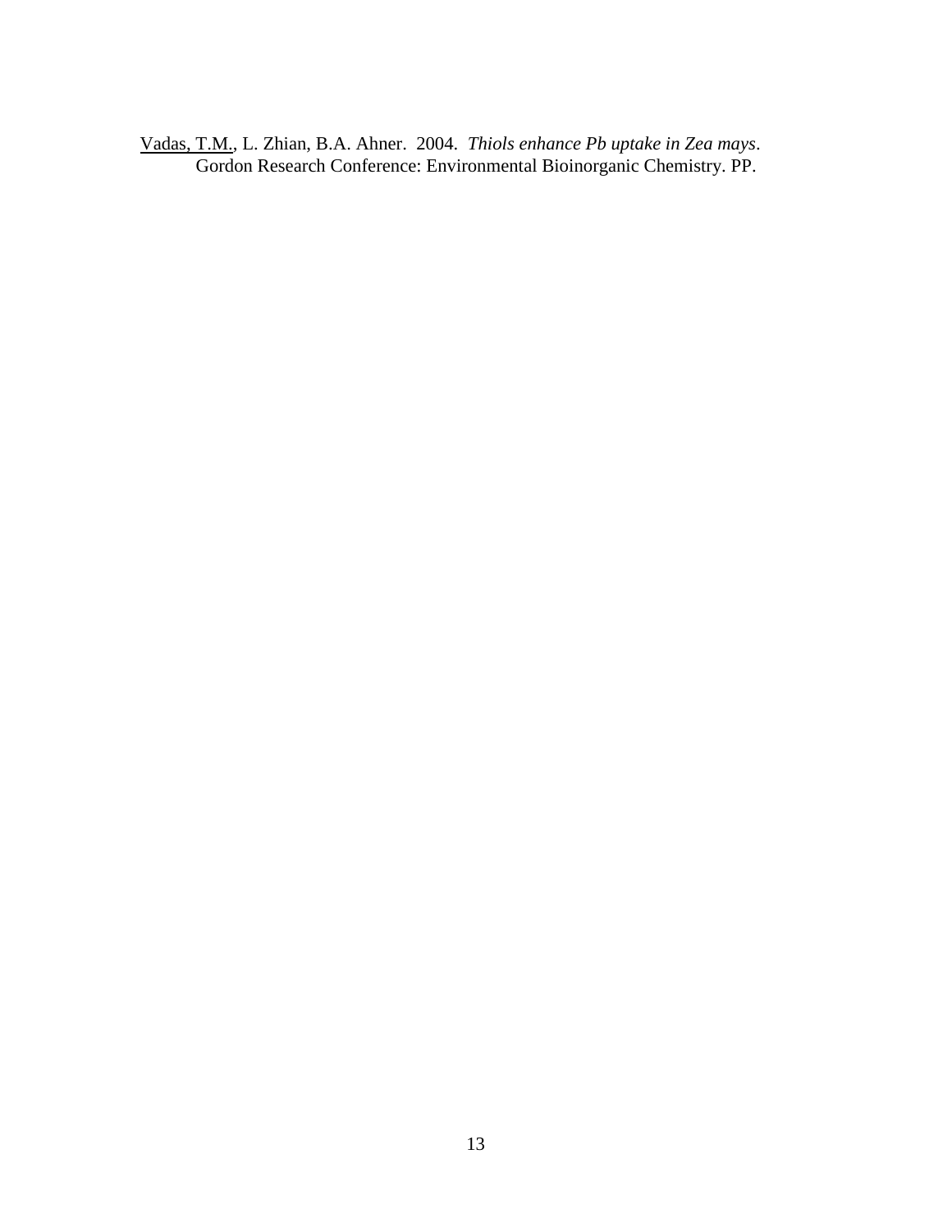<u>Vadas, T.M.</u>, L. Zhian, B.A. Ahner. 2004. *Thiols enhance Pb uptake in Zea mays*. Gordon Research Conference: Environmental Bioinorganic Chemistry. PP.